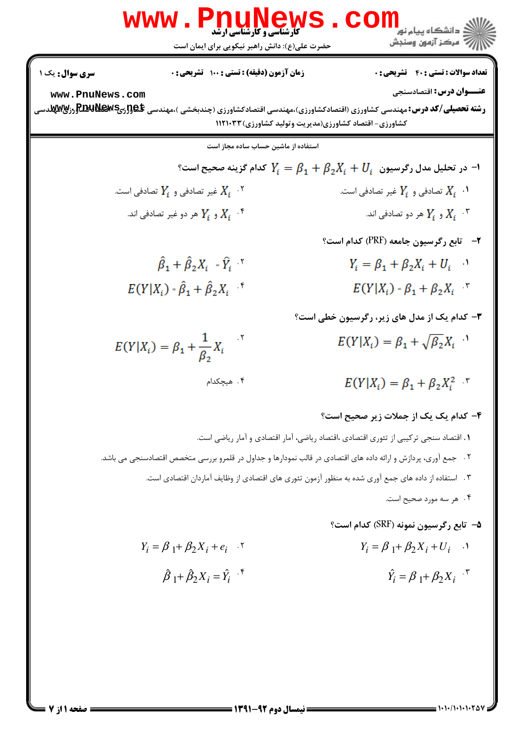**کارشناسی و کارشناسی ارشد**

حضرت علی(ع): دانش راهبر نیکویی برای ایمان است

دانشگاه پیام نور
مرکز آزمون وسنجش

**سری سوال:** یک ۱ | **زمان آزمون (دقیقه) : تستی :** ۱۰۰ **تشریحی :** ۰ | **تعداد سوالات : تستی :** ۴۰ **تشریحی :** ۰

**عنـــوان درس:** اقتصادسنجی

**رشته تحصیلی/کد درس:** مهندسی کشاورزی (اقتصادکشاورزی)،مهندسی اقتصادکشاورزی (چندبخشی )،مهندسی کشاورزی-اقتصاد کشاورزی،مهندسی کشاورزی- اقتصاد کشاورزی(مدیریت وتولید کشاورزی) ۱۱۲۱۰۳۳

استفاده از ماشین حساب ساده مجاز است

۱- در تحلیل مدل رگرسیون $Y_i = \beta_1 + \beta_2 X_i + U_i$ کدام گزینه صحیح است؟

۱. $X_i$ تصادفی و $Y_i$ غیر تصادفی است.

۲. $X_i$ غیر تصادفی و $Y_i$ تصادفی است.

۳. $X_i$ و $Y_i$ هر دو تصادفی اند.

۴. $X_i$ و $Y_i$ هر دو غیر تصادفی اند.

۲- تابع رگرسیون جامعه (PRF) کدام است؟

۱. $Y_i = \beta_1 + \beta_2 X_i + U_i$

۲. $\hat{\beta}_1 + \hat{\beta}_2 X_i = \hat{Y}_i$

۳. $E(Y|X_i) = \beta_1 + \beta_2 X_i$

۴. $E(Y|X_i) = \hat{\beta}_1 + \hat{\beta}_2 X_i$

۳- کدام یک از مدل های زیر، رگرسیون خطی است؟

۱. $E(Y|X_i) = \beta_1 + \sqrt{\beta_2} X_i$

۲. $E(Y|X_i) = \beta_1 + \frac{1}{\beta_2} X_i$

۳. $E(Y|X_i) = \beta_1 + \beta_2 X_i^2$

۴. هیچکدام

۴- کدام یک یک از جملات زیر صحیح است؟

۱. اقتصاد سنجی ترکیبی از تئوری اقتصادی ،اقتصاد ریاضی، آمار اقتصادی و آمار ریاضی است.

۲. جمع آوری، پردازش و ارائه داده های اقتصادی در قالب نمودارها و جداول در قلمرو بررسی متخصص اقتصادسنجی می باشد.

۳. استفاده از داده های جمع آوری شده به منظور آزمون تئوری های اقتصادی از وظایف آماردان اقتصادی است.

۴. هر سه مورد صحیح است.

۵- تابع رگرسیون نمونه (SRF) کدام است؟

۱. $Y_i = \beta_1 + \beta_2 X_i + U_i$

۲. $Y_i = \beta_1 + \beta_2 X_i + e_i$

۳. $\hat{Y}_i = \beta_1 + \beta_2 X_i$

۴. $\hat{\beta}_1 + \hat{\beta}_2 X_i = \hat{Y}_i$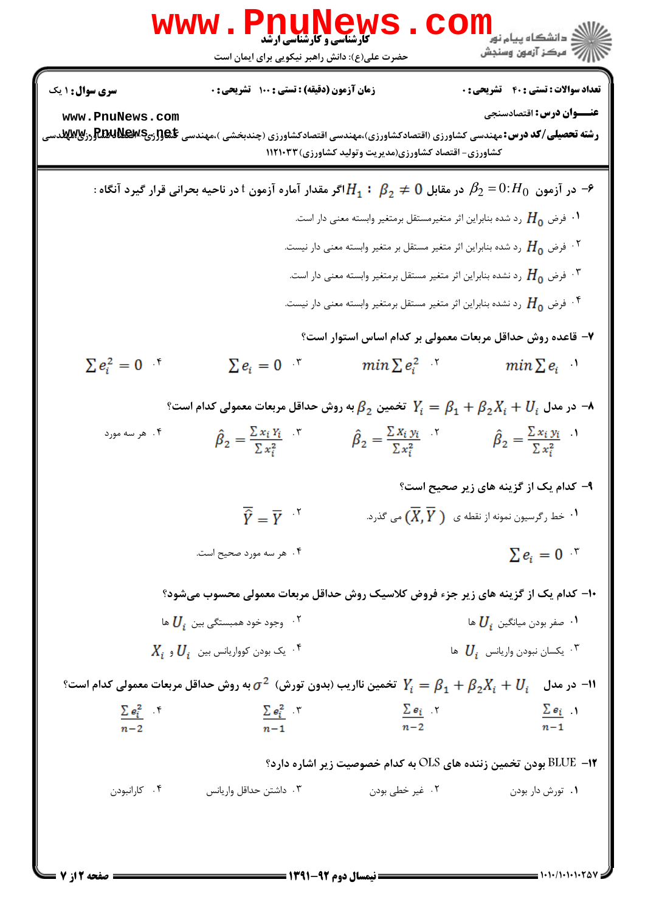**سری سوال:** ۱ یک

**زمان آزمون (دقیقه) : تستی :** ۱۰۰ **تشریحی :** ۰

**تعداد سوالات : تستی :** ۴۰ **تشریحی :** ۰

**عنـــوان درس:** اقتصادسنجی

**رشته تحصیلی/کد درس:** مهندسی کشاورزی (اقتصادکشاورزی)،مهندسی اقتصادکشاورزی (چندبخشی )،مهندسی کشاورزی (اقتصادکشاورزی)،مهندسی کشاورزی- اقتصاد کشاورزی(مدیریت وتولید کشاورزی) ۱۱۲۱۰۳۳

۶- در آزمون $H_0: \beta_2 = 0$ در مقابل $H_1 : \beta_2 \neq 0$ اگر مقدار آماره آزمون t در ناحیه بحرانی قرار گیرد آنگاه :

۱. فرض $H_0$ رد شده بنابراین اثر متغیرمستقل برمتغیر وابسته معنی دار است.

۲. فرض $H_0$ رد شده بنابراین اثر متغیر مستقل بر متغیر وابسته معنی دار نیست.

۳. فرض $H_0$ رد نشده بنابراین اثر متغیر مستقل برمتغیر وابسته معنی دار است.

۴. فرض $H_0$ رد نشده بنابراین اثر متغیر مستقل برمتغیر وابسته معنی دار نیست.

۷- قاعده روش حداقل مربعات معمولی بر کدام اساس استوار است؟

۱. $min\sum e_i$

۲. $min\sum e_i^2$

۳. $\sum e_i = 0$

۴. $\sum e_i^2 = 0$

۸- در مدل $Y_i = \beta_1 + \beta_2 X_i + U_i$ تخمین $\beta_2$ به روش حداقل مربعات معمولی کدام است؟

۱. $\hat{\beta}_2 = \frac{\sum x_i y_i}{\sum x_i^2}$

۲. $\hat{\beta}_2 = \frac{\sum X_i y_i}{\sum x_i^2}$

۳. $\hat{\beta}_2 = \frac{\sum x_i Y_i}{\sum x_i^2}$

۴. هر سه مورد

۹- کدام یک از گزینه های زیر صحیح است؟

۱. خط رگرسیون نمونه از نقطه ی $(\overline{X}, \overline{Y})$ می گذرد.

۲. $\overline{\hat{Y}} = \overline{Y}$

۳. $\sum e_i = 0$

۴. هر سه مورد صحیح است.

۱۰- کدام یک از گزینه های زیر جزء فروض کلاسیک روش حداقل مربعات معمولی محسوب می‌شود؟

۱. صفر بودن میانگین $U_i$ ها

۲. وجود خود همبستگی بین $U_i$ ها

۳. یکسان نبودن واریانس $U_i$ ها

۴. یک بودن کوواریانس بین $U_i$ و $X_i$

۱۱- در مدل $Y_i = \beta_1 + \beta_2 X_i + U_i$ تخمین نااریب (بدون تورش) $\sigma^2$ به روش حداقل مربعات معمولی کدام است؟

۱. $\frac{\sum e_i}{n-1}$

۲. $\frac{\sum e_i}{n-2}$

۳. $\frac{\sum e_i^2}{n-1}$

۴. $\frac{\sum e_i^2}{n-2}$

۱۲- BLUE بودن تخمین زننده های OLS به کدام خصوصیت زیر اشاره دارد؟

۱. تورش دار بودن

۲. غیر خطی بودن

۳. داشتن حداقل واریانس

۴. کارانبودن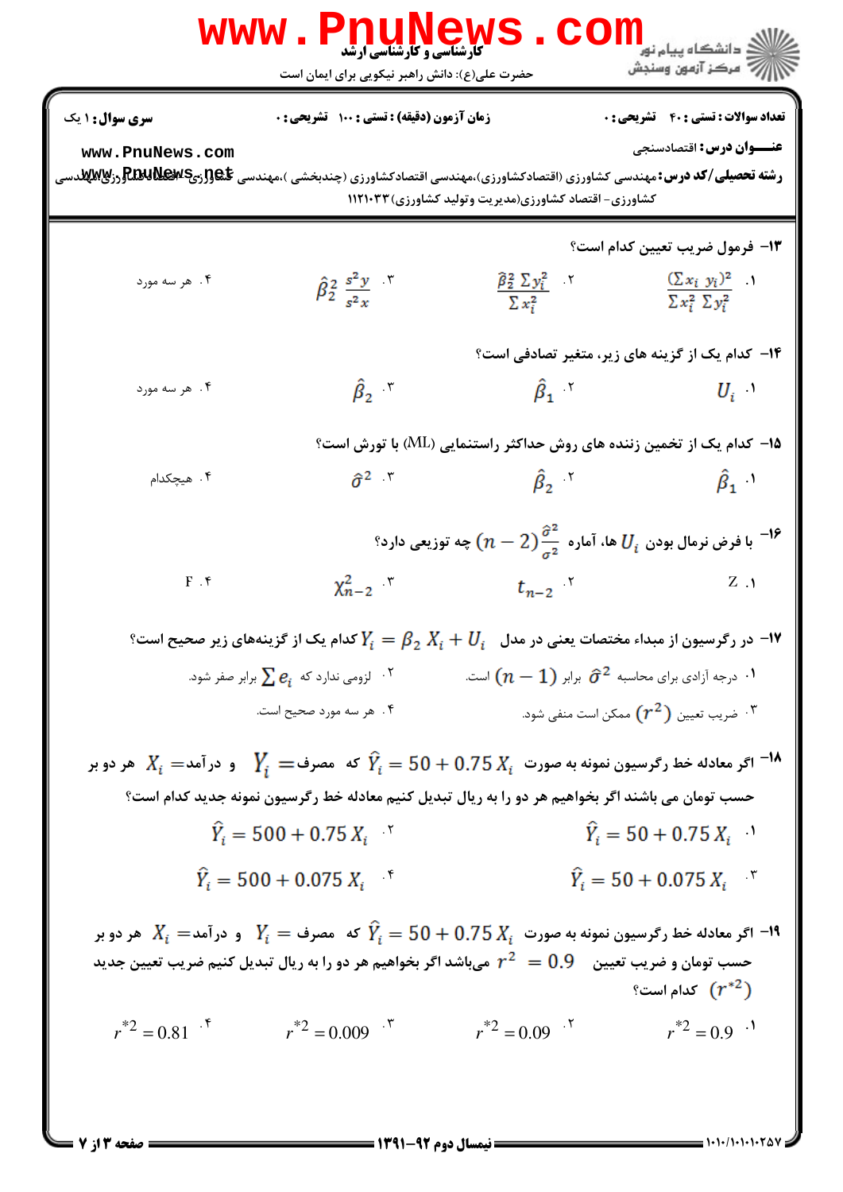کارشناسی و کارشناسی ارشد

حضرت علی(ع): دانش راهبر نیکویی برای ایمان است

**سری سوال:** ۱ یک | **زمان آزمون (دقیقه) : تستی :** ۱۰۰ **تشریحی :** ۰ | **تعداد سوالات : تستی :** ۴۰ **تشریحی :** ۰

**عنـــوان درس:** اقتصادسنجی

**رشته تحصیلی/کد درس:** مهندسی کشاورزی (اقتصادکشاورزی)،مهندسی اقتصادکشاورزی (چندبخشی )،مهندسی کشاورزی (اقتصادکشاورزی)،مهندسی کشاورزی- اقتصاد کشاورزی(مدیریت وتولید کشاورزی) ۱۱۲۱۰۳۳

۱۳- فرمول ضریب تعیین کدام است؟

۱. $\frac{(\sum x_i \ y_i)^2}{\sum x_i^2 \ \sum y_i^2}$
۲. $\frac{\hat{\beta}_2^2 \ \sum y_i^2}{\sum x_i^2}$
۳. $\hat{\beta}_2^2 \ \frac{s^2 y}{s^2 x}$
۴. هر سه مورد

۱۴- کدام یک از گزینه های زیر، متغیر تصادفی است؟

۱. $U_i$
۲. $\hat{\beta}_1$
۳. $\hat{\beta}_2$
۴. هر سه مورد

۱۵- کدام یک از تخمین زننده های روش حداکثر راستنمایی (ML) با تورش است؟

۱. $\hat{\beta}_1$
۲. $\hat{\beta}_2$
۳. $\hat{\sigma}^2$
۴. هیچکدام

۱۶- با فرض نرمال بودن $U_i$ ها، آماره $(n-2)\frac{\hat{\sigma}^2}{\sigma^2}$ چه توزیعی دارد؟

۱. Z
۲. $t_{n-2}$
۳. $\chi^2_{n-2}$
۴. F

۱۷- در رگرسیون از مبداء مختصات یعنی در مدل $Y_i = \beta_2 \ X_i + U_i$ کدام یک از گزینه‌های زیر صحیح است؟

۱. درجه آزادی برای محاسبه $\hat{\sigma}^2$ برابر $(n-1)$ است.
۲. لزومی ندارد که $\sum e_i$ برابر صفر شود.
۳. ضریب تعیین $(r^2)$ ممکن است منفی شود.
۴. هر سه مورد صحیح است.

۱۸- اگر معادله خط رگرسیون نمونه به صورت $\hat{Y}_i = 50 + 0.75 \ X_i$ که $Y_i =$ مصرف و $X_i =$ درآمد هر دو بر حسب تومان می باشند اگر بخواهیم هر دو را به ریال تبدیل کنیم معادله خط رگرسیون نمونه جدید کدام است؟

۱. $\hat{Y}_i = 50 + 0.75 \ X_i$
۲. $\hat{Y}_i = 500 + 0.75 \ X_i$
۳. $\hat{Y}_i = 50 + 0.075 \ X_i$
۴. $\hat{Y}_i = 500 + 0.075 \ X_i$

۱۹- اگر معادله خط رگرسیون نمونه به صورت $\hat{Y}_i = 50 + 0.75 \ X_i$ که $Y_i =$ مصرف و $X_i =$ درآمد هر دو بر حسب تومان و ضریب تعیین $r^2 = 0.9$ می‌باشد اگر بخواهیم هر دو را به ریال تبدیل کنیم ضریب تعیین جدید $(r^{*2})$ کدام است؟

۱. $r^{*2} = 0.9$
۲. $r^{*2} = 0.09$
۳. $r^{*2} = 0.009$
۴. $r^{*2} = 0.81$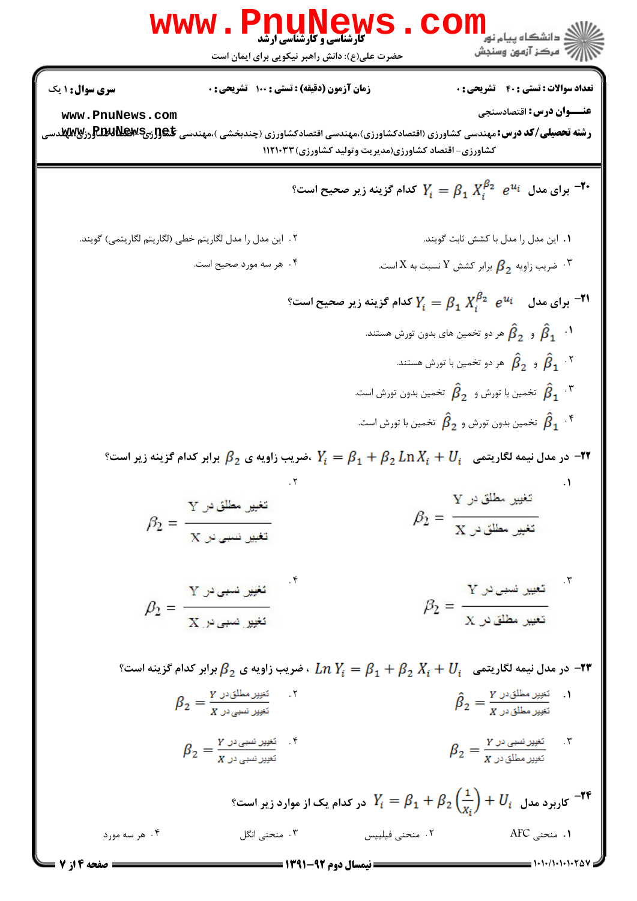**تعداد سوالات : تستی : ۴۰ تشریحی : ۰** | **زمان آزمون (دقیقه) : تستی : ۱۰۰ تشریحی : ۰** | **سری سوال : ۱ یک**

**عنـــوان درس :** اقتصادسنجی

**رشته تحصیلی/کد درس :** مهندسی کشاورزی (اقتصادکشاورزی)،مهندسی اقتصادکشاورزی (چندبخشی )،مهندسی کشاورزی - اقتصادکشاورزی،مهندسی کشاورزی- اقتصاد کشاورزی(مدیریت وتولید کشاورزی) ۱۱۲۱۰۳۳

۲۰- برای مدل $Y_i = \beta_1 X_i^{\beta_2} e^{u_i}$ کدام گزینه زیر صحیح است؟

۱. این مدل را مدل با کشش ثابت گویند.

۲. این مدل را مدل لگاریتم خطی (لگاریتم لگاریتمی) گویند.

۳. ضریب زاویه $\beta_2$ برابر کشش Y نسبت به X است.

۴. هر سه مورد صحیح است.

۲۱- برای مدل $Y_i = \beta_1 X_i^{\beta_2} e^{u_i}$ کدام گزینه زیر صحیح است؟

۱. $\hat{\beta}_1$ و $\hat{\beta}_2$ هر دو تخمین های بدون تورش هستند.

۲. $\hat{\beta}_1$ و $\hat{\beta}_2$ هر دو تخمین با تورش هستند.

۳. $\hat{\beta}_1$ تخمین با تورش و $\hat{\beta}_2$ تخمین بدون تورش است.

۴. $\hat{\beta}_1$ تخمین بدون تورش و $\hat{\beta}_2$ تخمین با تورش است.

۲۲- در مدل نیمه لگاریتمی $Y_i = \beta_1 + \beta_2 \ln X_i + U_i$ ،ضریب زاویه ی $\beta_2$ برابر کدام گزینه زیر است؟

۱. $\beta_2 = \dfrac{\text{تغییر مطلق در Y}}{\text{تغییر مطلق در X}}$

۲. $\beta_2 = \dfrac{\text{تغییر مطلق در Y}}{\text{تغییر نسبی در X}}$

۳. $\beta_2 = \dfrac{\text{تغییر نسبی در Y}}{\text{تغییر مطلق در X}}$

۴. $\beta_2 = \dfrac{\text{تغییر نسبی در Y}}{\text{تغییر نسبی در X}}$

۲۳- در مدل نیمه لگاریتمی $\ln Y_i = \beta_1 + \beta_2 X_i + U_i$ ، ضریب زاویه ی $\beta_2$ برابر کدام گزینه است؟

۱. $\hat{\beta}_2 = \dfrac{\text{تغییر مطلق در Y}}{\text{تغییر مطلق در X}}$

۲. $\beta_2 = \dfrac{\text{تغییر مطلق در Y}}{\text{تغییر نسبی در X}}$

۳. $\beta_2 = \dfrac{\text{تغییر نسبی در Y}}{\text{تغییر مطلق در X}}$

۴. $\beta_2 = \dfrac{\text{تغییر نسبی در Y}}{\text{تغییر نسبی در X}}$

۲۴- کاربرد مدل $Y_i = \beta_1 + \beta_2 \left(\frac{1}{X_i}\right) + U_i$ در کدام یک از موارد زیر است؟

۱. منحنی AFC

۲. منحنی فیلیپس

۳. منحنی انگل

۴. هر سه مورد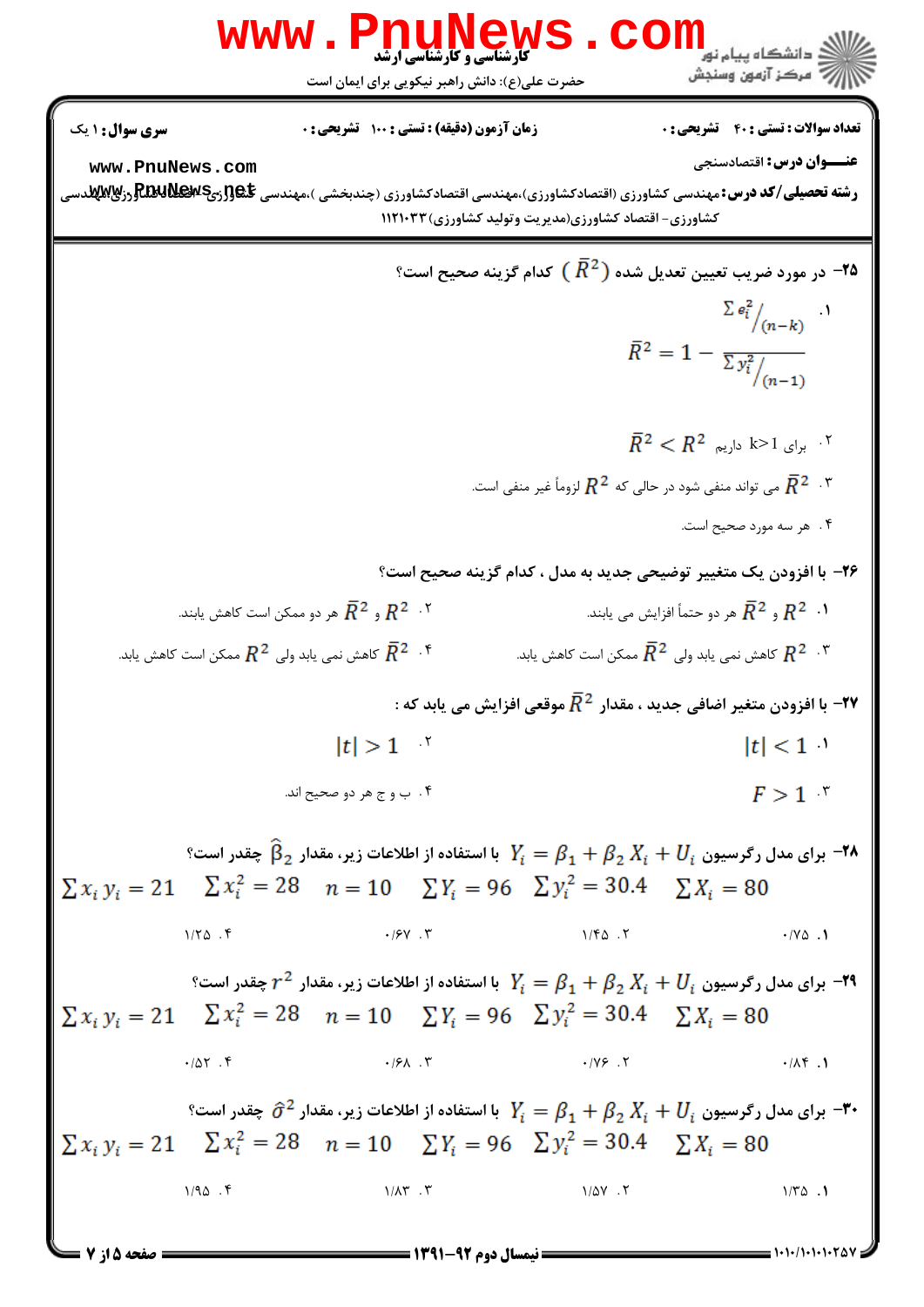**۲۵-** در مورد ضریب تعیین تعدیل شده ( $\bar{R}^2$ ) کدام گزینه صحیح است؟

۱. $\bar{R}^2 = 1 - \dfrac{\sum e_i^2 / (n-k)}{\sum y_i^2 / (n-1)}$

۲. برای k>1 داریم $\bar{R}^2 < R^2$

۳. $\bar{R}^2$ می تواند منفی شود در حالی که $R^2$ لزوماً غیر منفی است.

۴. هر سه مورد صحیح است.

**۲۶-** با افزودن یک متغییر توضیحی جدید به مدل ، کدام گزینه صحیح است؟

۱. $R^2$ و $\bar{R}^2$ هر دو حتماً افزایش می یابند.

۲. $R^2$ و $\bar{R}^2$ هر دو ممکن است کاهش یابند.

۳. $R^2$ کاهش نمی یابد ولی $\bar{R}^2$ ممکن است کاهش یابد.

۴. $\bar{R}^2$ کاهش نمی یابد ولی $R^2$ ممکن است کاهش یابد.

**۲۷-** با افزودن متغیر اضافی جدید ، مقدار $\bar{R}^2$ موقعی افزایش می یابد که :

۱. $|t| < 1$

۲. $|t| > 1$

۳. $F > 1$

۴. ب و ج هر دو صحیح اند.

**۲۸-** برای مدل رگرسیون $Y_i = \beta_1 + \beta_2 X_i + U_i$ با استفاده از اطلاعات زیر، مقدار $\hat{\beta}_2$ چقدر است؟

$$\sum x_i y_i = 21 \quad \sum x_i^2 = 28 \quad n = 10 \quad \sum Y_i = 96 \quad \sum y_i^2 = 30.4 \quad \sum X_i = 80$$

۱. ۰/۷۵

۲. ۱/۴۵

۳. ۰/۶۷

۴. ۱/۲۵

**۲۹-** برای مدل رگرسیون $Y_i = \beta_1 + \beta_2 X_i + U_i$ با استفاده از اطلاعات زیر، مقدار $r^2$ چقدر است؟

$$\sum x_i y_i = 21 \quad \sum x_i^2 = 28 \quad n = 10 \quad \sum Y_i = 96 \quad \sum y_i^2 = 30.4 \quad \sum X_i = 80$$

۱. ۰/۸۴

۲. ۰/۷۶

۳. ۰/۶۸

۴. ۰/۵۲

**۳۰-** برای مدل رگرسیون $Y_i = \beta_1 + \beta_2 X_i + U_i$ با استفاده از اطلاعات زیر، مقدار $\hat{\sigma}^2$ چقدر است؟

$$\sum x_i y_i = 21 \quad \sum x_i^2 = 28 \quad n = 10 \quad \sum Y_i = 96 \quad \sum y_i^2 = 30.4 \quad \sum X_i = 80$$

۱. ۱/۳۵

۲. ۱/۵۷

۳. ۱/۸۳

۴. ۱/۹۵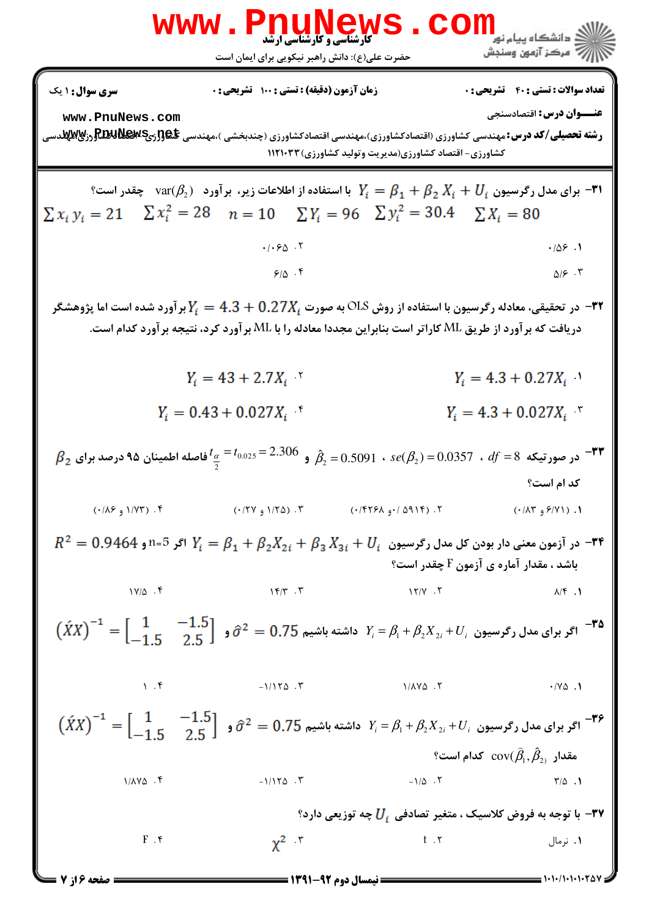۳۱- برای مدل رگرسیون $Y_i = \beta_1 + \beta_2 X_i + U_i$ با استفاده از اطلاعات زیر، برآورد $\text{var}(\beta_2)$ چقدر است؟

$$\sum x_i y_i = 21 \quad \sum x_i^2 = 28 \quad n = 10 \quad \sum Y_i = 96 \quad \sum y_i^2 = 30.4 \quad \sum X_i = 80$$

۱. ۰/۵۶

۲. ۰/۰۶۵

۳. ۵/۶

۴. ۶/۵

۳۲- در تحقیقی، معادله رگرسیون با استفاده از روش OLS به صورت $Y_i = 4.3 + 0.27X_i$ برآورد شده است اما پژوهشگر دریافت که برآورد از طریق ML کاراتر است بنابراین مجددا معادله را با ML برآورد کرد، نتیجه برآورد کدام است.

۱. $Y_i = 4.3 + 0.27X_i$

۲. $Y_i = 43 + 2.7X_i$

۳. $Y_i = 4.3 + 0.027X_i$

۴. $Y_i = 0.43 + 0.027X_i$

۳۳- در صورتیکه $df = 8$ ، $se(\beta_2) = 0.0357$ ، $\hat{\beta}_2 = 0.5091$ و $t_{\frac{\alpha}{2}} = t_{0.025} = 2.306$ فاصله اطمینان ۹۵ درصد برای $\beta_2$ کد ام است؟

۱. (۰/۸۳ و ۶/۷۱)

۲. (۰/۴۲۶۸ و ۰/۵۹۱۴)

۳. (۰/۲۷ و ۱/۲۵)

۴. (۰/۸۶ و ۱/۷۳)

۳۴- در آزمون معنی دار بودن کل مدل رگرسیون $Y_i = \beta_1 + \beta_2 X_{2i} + \beta_3 X_{3i} + U_i$ اگر n=5 و $R^2 = 0.9464$ باشد ، مقدار آماره ی آزمون F چقدر است؟

۱. ۸/۴

۲. ۱۲/۷

۳. ۱۴/۳

۴. ۱۷/۵

۳۵- اگر برای مدل رگرسیون $Y_i = \beta_1 + \beta_2 X_{2i} + U_i$ داشته باشیم $\hat{\sigma}^2 = 0.75$ و $(\acute{X}X)^{-1} = \begin{bmatrix} 1 & -1.5 \\ -1.5 & 2.5 \end{bmatrix}$

۱. ۰/۷۵

۲. ۱/۸۷۵

۳. ۱/۱۲۵-

۴. ۱

۳۶- اگر برای مدل رگرسیون $Y_i = \beta_1 + \beta_2 X_{2i} + U_i$ داشته باشیم $\hat{\sigma}^2 = 0.75$ و $(\acute{X}X)^{-1} = \begin{bmatrix} 1 & -1.5 \\ -1.5 & 2.5 \end{bmatrix}$ مقدار $\text{cov}(\hat{\beta}_1, \hat{\beta}_2)$ کدام است؟

۱. ۳/۵

۲. ۱/۵-

۳. ۱/۱۲۵-

۴. ۱/۸۷۵

۳۷- با توجه به فروض کلاسیک ، متغیر تصادفی $U_i$ چه توزیعی دارد؟

۱. نرمال

۲. t

۳. $\chi^2$

۴. F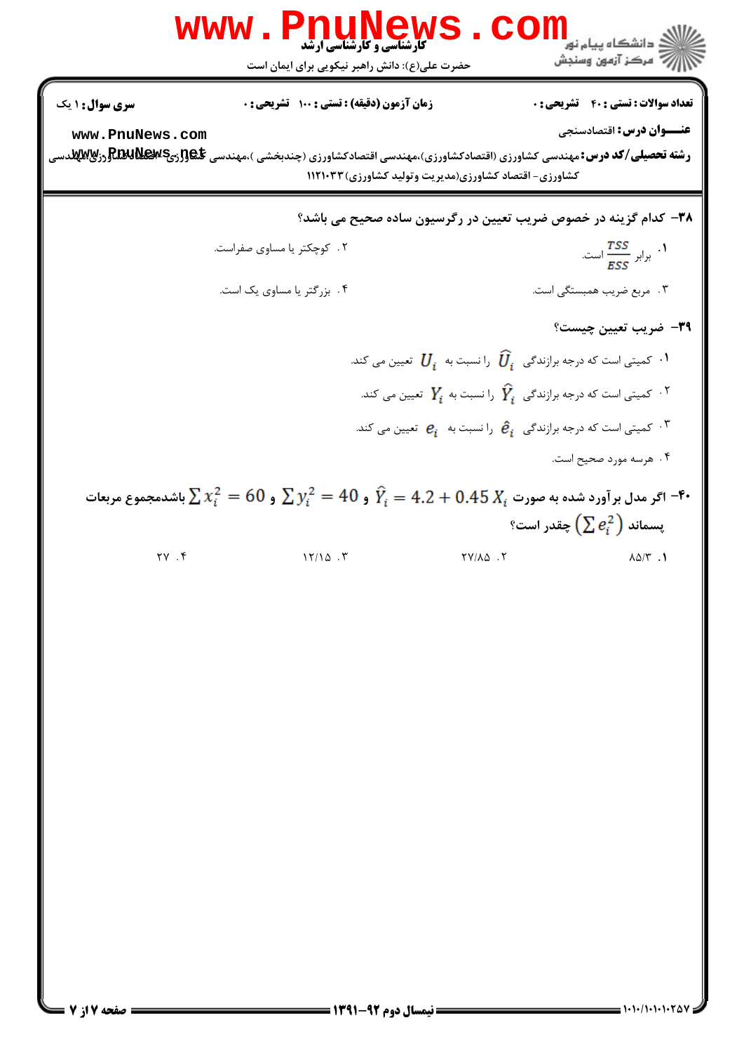**۳۸- کدام گزینه در خصوص ضریب تعیین در رگرسیون ساده صحیح می باشد؟**

۱. برابر $\frac{TSS}{ESS}$ است.

۲. کوچکتر یا مساوی صفراست.

۳. مربع ضریب همبستگی است.

۴. بزرگتر یا مساوی یک است.

**۳۹- ضریب تعیین چیست؟**

۱. کمیتی است که درجه برازندگی $\widehat{U}_i$ را نسبت به $U_i$ تعیین می کند.

۲. کمیتی است که درجه برازندگی $\widehat{Y}_i$ را نسبت به $Y_i$ تعیین می کند.

۳. کمیتی است که درجه برازندگی $\hat{e}_i$ را نسبت به $e_i$ تعیین می کند.

۴. هرسه مورد صحیح است.

**۴۰- اگر مدل برآورد شده به صورت $\widehat{Y}_i = 4.2 + 0.45\, X_i$ و $\sum y_i^2 = 40$ و $\sum x_i^2 = 60$ باشدمجموع مربعات پسماند $\left(\sum e_i^2\right)$ چقدر است؟**

۱. ۸۵/۳

۲. ۲۷/۸۵

۳. ۱۲/۱۵

۴. ۲۷